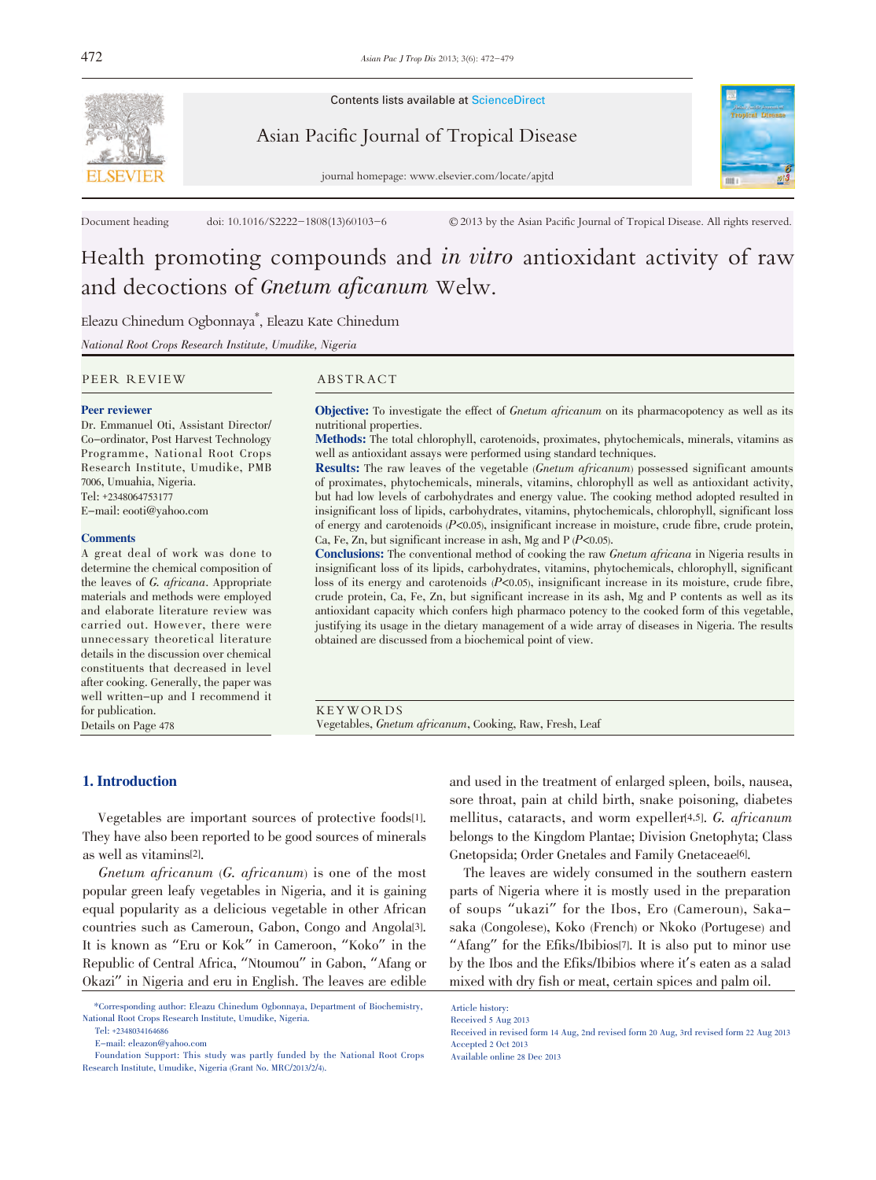Contents lists available at ScienceDirect

Asian Pacific Journal of Tropical Disease

journal homepage: www.elsevier.com/locate/apjtd

Document heading doi: 10.1016/S2222-1808(13)60103-6 © 2013 by the Asian Pacific Journal of Tropical Disease. All rights reserved.

# Health promoting compounds and *in vitro* antioxidant activity of raw and decoctions of *Gnetum aficanum* Welw.

Eleazu Chinedum Ogbonnaya*, Eleazu Kate Chinedum

*National Root Crops Research Institute, Umudike, Nigeria*

## PEER REVIEW

**Peer reviewer**

Dr. Emmanuel Oti, Assistant Director/Co-ordinator, Post Harvest Technology Programme, National Root Crops Research Institute, Umudike, PMB 7006, Umuahia, Nigeria.
Tel: +2348064753177
E-mail: eooti@yahoo.com

**Comments**

A great deal of work was done to determine the chemical composition of the leaves of *G. africana*. Appropriate materials and methods were employed and elaborate literature review was carried out. However, there were unnecessary theoretical literature details in the discussion over chemical constituents that decreased in level after cooking. Generally, the paper was well written-up and I recommend it for publication.
Details on Page 478

## ABSTRACT

**Objective:** To investigate the effect of *Gnetum africanum* on its pharmacopotency as well as its nutritional properties.

**Methods:** The total chlorophyll, carotenoids, proximates, phytochemicals, minerals, vitamins as well as antioxidant assays were performed using standard techniques.

**Results:** The raw leaves of the vegetable (*Gnetum africanum*) possessed significant amounts of proximates, phytochemicals, minerals, vitamins, chlorophyll as well as antioxidant activity, but had low levels of carbohydrates and energy value. The cooking method adopted resulted in insignificant loss of lipids, carbohydrates, vitamins, phytochemicals, chlorophyll, significant loss of energy and carotenoids ($P<0.05$), insignificant increase in moisture, crude fibre, crude protein, Ca, Fe, Zn, but significant increase in ash, Mg and P ($P<0.05$).

**Conclusions:** The conventional method of cooking the raw *Gnetum africana* in Nigeria results in insignificant loss of its lipids, carbohydrates, vitamins, phytochemicals, chlorophyll, significant loss of its energy and carotenoids ($P<0.05$), insignificant increase in its moisture, crude fibre, crude protein, Ca, Fe, Zn, but significant increase in its ash, Mg and P contents as well as its antioxidant capacity which confers high pharmaco potency to the cooked form of this vegetable, justifying its usage in the dietary management of a wide array of diseases in Nigeria. The results obtained are discussed from a biochemical point of view.

**KEYWORDS**

Vegetables, *Gnetum africanum*, Cooking, Raw, Fresh, Leaf

## 1. Introduction

Vegetables are important sources of protective foods[1]. They have also been reported to be good sources of minerals as well as vitamins[2].

*Gnetum africanum* (*G. africanum*) is one of the most popular green leafy vegetables in Nigeria, and it is gaining equal popularity as a delicious vegetable in other African countries such as Cameroun, Gabon, Congo and Angola[3]. It is known as "Eru or Kok" in Cameroon, "Koko" in the Republic of Central Africa, "Ntoumou" in Gabon, "Afang or Okazi" in Nigeria and eru in English. The leaves are edible and used in the treatment of enlarged spleen, boils, nausea, sore throat, pain at child birth, snake poisoning, diabetes mellitus, cataracts, and worm expeller[4,5]. *G. africanum* belongs to the Kingdom Plantae; Division Gnetophyta; Class Gnetopsida; Order Gnetales and Family Gnetaceae[6].

The leaves are widely consumed in the southern eastern parts of Nigeria where it is mostly used in the preparation of soups "ukazi" for the Ibos, Ero (Cameroun), Saka-saka (Congolese), Koko (French) or Nkoko (Portugese) and "Afang" for the Efiks/Ibibios[7]. It is also put to minor use by the Ibos and the Efiks/Ibibios where it's eaten as a salad mixed with dry fish or meat, certain spices and palm oil.

*Corresponding author: Eleazu Chinedum Ogbonnaya, Department of Biochemistry, National Root Crops Research Institute, Umudike, Nigeria.
Tel: +2348034164686
E-mail: eleazon@yahoo.com
Foundation Support: This study was partly funded by the National Root Crops Research Institute, Umudike, Nigeria (Grant No. MRC/2013/2/4).

Article history:
Received 5 Aug 2013
Received in revised form 14 Aug, 2nd revised form 20 Aug, 3rd revised form 22 Aug 2013
Accepted 2 Oct 2013
Available online 28 Dec 2013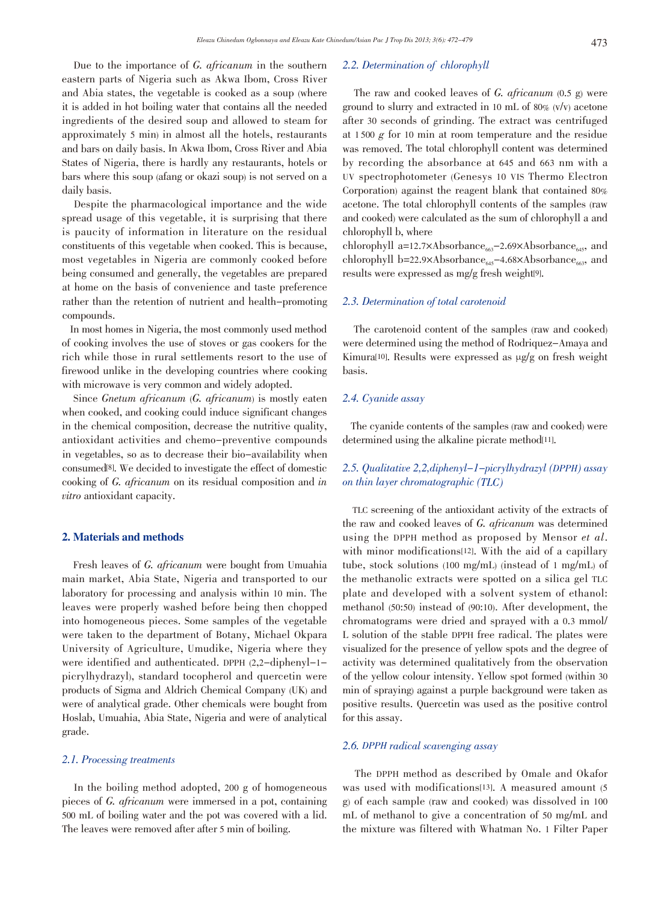Due to the importance of *G. africanum* in the southern eastern parts of Nigeria such as Akwa Ibom, Cross River and Abia states, the vegetable is cooked as a soup (where it is added in hot boiling water that contains all the needed ingredients of the desired soup and allowed to steam for approximately 5 min) in almost all the hotels, restaurants and bars on daily basis. In Akwa Ibom, Cross River and Abia States of Nigeria, there is hardly any restaurants, hotels or bars where this soup (afang or okazi soup) is not served on a daily basis.

Despite the pharmacological importance and the wide spread usage of this vegetable, it is surprising that there is paucity of information in literature on the residual constituents of this vegetable when cooked. This is because, most vegetables in Nigeria are commonly cooked before being consumed and generally, the vegetables are prepared at home on the basis of convenience and taste preference rather than the retention of nutrient and health-promoting compounds.

In most homes in Nigeria, the most commonly used method of cooking involves the use of stoves or gas cookers for the rich while those in rural settlements resort to the use of firewood unlike in the developing countries where cooking with microwave is very common and widely adopted.

Since *Gnetum africanum* (*G. africanum*) is mostly eaten when cooked, and cooking could induce significant changes in the chemical composition, decrease the nutritive quality, antioxidant activities and chemo-preventive compounds in vegetables, so as to decrease their bio-availability when consumed[8]. We decided to investigate the effect of domestic cooking of *G. africanum* on its residual composition and *in vitro* antioxidant capacity.

## 2. Materials and methods

Fresh leaves of *G. africanum* were bought from Umuahia main market, Abia State, Nigeria and transported to our laboratory for processing and analysis within 10 min. The leaves were properly washed before being then chopped into homogeneous pieces. Some samples of the vegetable were taken to the department of Botany, Michael Okpara University of Agriculture, Umudike, Nigeria where they were identified and authenticated. DPPH (2,2-diphenyl-1-picrylhydrazyl), standard tocopherol and quercetin were products of Sigma and Aldrich Chemical Company (UK) and were of analytical grade. Other chemicals were bought from Hoslab, Umuahia, Abia State, Nigeria and were of analytical grade.

### 2.1. Processing treatments

In the boiling method adopted, 200 g of homogeneous pieces of *G. africanum* were immersed in a pot, containing 500 mL of boiling water and the pot was covered with a lid. The leaves were removed after after 5 min of boiling.

### 2.2. Determination of chlorophyll

The raw and cooked leaves of *G. africanum* (0.5 g) were ground to slurry and extracted in 10 mL of 80% (v/v) acetone after 30 seconds of grinding. The extract was centrifuged at 1 500 *g* for 10 min at room temperature and the residue was removed. The total chlorophyll content was determined by recording the absorbance at 645 and 663 nm with a UV spectrophotometer (Genesys 10 VIS Thermo Electron Corporation) against the reagent blank that contained 80% acetone. The total chlorophyll contents of the samples (raw and cooked) were calculated as the sum of chlorophyll a and chlorophyll b, where

chlorophyll a=12.7×$Absorbance_{663}$−2.69×$Absorbance_{645}$, and chlorophyll b=22.9×$Absorbance_{645}$−4.68×$Absorbance_{663}$, and results were expressed as mg/g fresh weight[9].

### 2.3. Determination of total carotenoid

The carotenoid content of the samples (raw and cooked) were determined using the method of Rodriquez-Amaya and Kimura[10]. Results were expressed as μg/g on fresh weight basis.

### 2.4. Cyanide assay

The cyanide contents of the samples (raw and cooked) were determined using the alkaline picrate method[11].

### 2.5. Qualitative 2,2,diphenyl-1-picrylhydrazyl (DPPH) assay on thin layer chromatographic (TLC)

TLC screening of the antioxidant activity of the extracts of the raw and cooked leaves of *G. africanum* was determined using the DPPH method as proposed by Mensor *et al*. with minor modifications[12]. With the aid of a capillary tube, stock solutions (100 mg/mL) (instead of 1 mg/mL) of the methanolic extracts were spotted on a silica gel TLC plate and developed with a solvent system of ethanol: methanol (50:50) instead of (90:10). After development, the chromatograms were dried and sprayed with a 0.3 mmol/L solution of the stable DPPH free radical. The plates were visualized for the presence of yellow spots and the degree of activity was determined qualitatively from the observation of the yellow colour intensity. Yellow spot formed (within 30 min of spraying) against a purple background were taken as positive results. Quercetin was used as the positive control for this assay.

### 2.6. DPPH radical scavenging assay

The DPPH method as described by Omale and Okafor was used with modifications[13]. A measured amount (5 g) of each sample (raw and cooked) was dissolved in 100 mL of methanol to give a concentration of 50 mg/mL and the mixture was filtered with Whatman No. 1 Filter Paper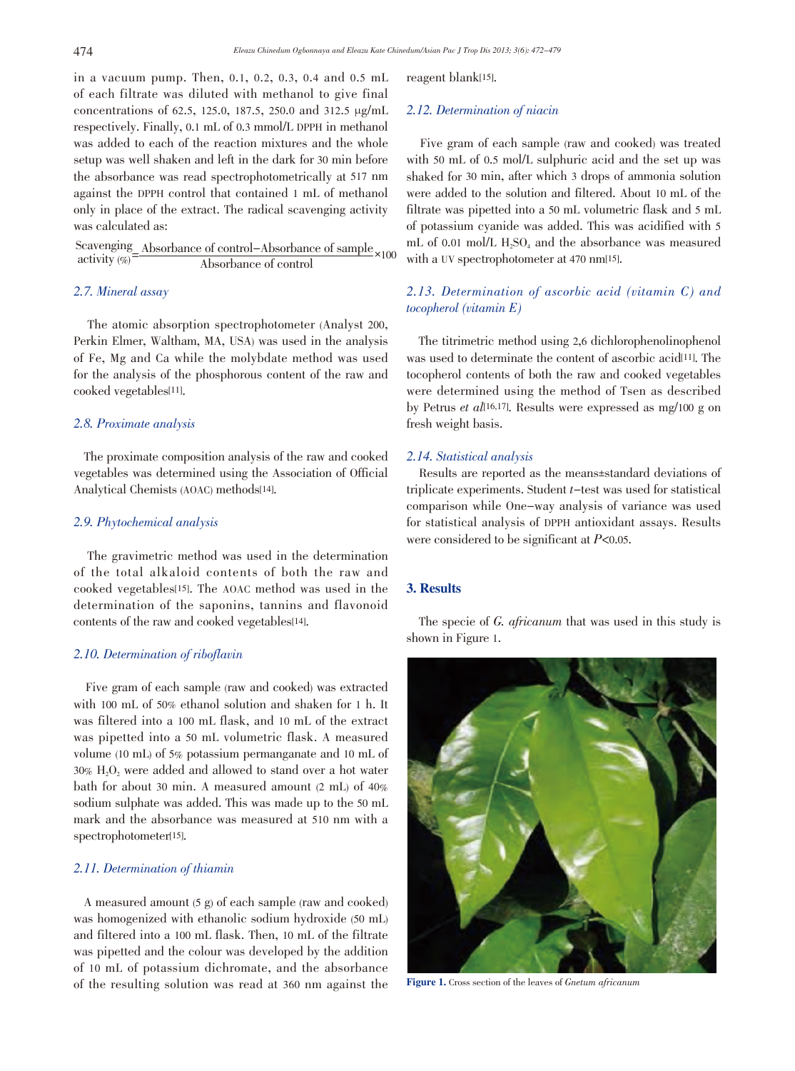in a vacuum pump. Then, 0.1, 0.2, 0.3, 0.4 and 0.5 mL of each filtrate was diluted with methanol to give final concentrations of 62.5, 125.0, 187.5, 250.0 and 312.5 μg/mL respectively. Finally, 0.1 mL of 0.3 mmol/L DPPH in methanol was added to each of the reaction mixtures and the whole setup was well shaken and left in the dark for 30 min before the absorbance was read spectrophotometrically at 517 nm against the DPPH control that contained 1 mL of methanol only in place of the extract. The radical scavenging activity was calculated as:

$$\text{Scavenging activity (\%)} = \frac{\text{Absorbance of control} - \text{Absorbance of sample}}{\text{Absorbance of control}} \times 100$$

### 2.7. Mineral assay

The atomic absorption spectrophotometer (Analyst 200, Perkin Elmer, Waltham, MA, USA) was used in the analysis of Fe, Mg and Ca while the molybdate method was used for the analysis of the phosphorous content of the raw and cooked vegetables[11].

### 2.8. Proximate analysis

The proximate composition analysis of the raw and cooked vegetables was determined using the Association of Official Analytical Chemists (AOAC) methods[14].

### 2.9. Phytochemical analysis

The gravimetric method was used in the determination of the total alkaloid contents of both the raw and cooked vegetables[15]. The AOAC method was used in the determination of the saponins, tannins and flavonoid contents of the raw and cooked vegetables[14].

### 2.10. Determination of riboflavin

Five gram of each sample (raw and cooked) was extracted with 100 mL of 50% ethanol solution and shaken for 1 h. It was filtered into a 100 mL flask, and 10 mL of the extract was pipetted into a 50 mL volumetric flask. A measured volume (10 mL) of 5% potassium permanganate and 10 mL of 30% $H_2O_2$ were added and allowed to stand over a hot water bath for about 30 min. A measured amount (2 mL) of 40% sodium sulphate was added. This was made up to the 50 mL mark and the absorbance was measured at 510 nm with a spectrophotometer[15].

### 2.11. Determination of thiamin

A measured amount (5 g) of each sample (raw and cooked) was homogenized with ethanolic sodium hydroxide (50 mL) and filtered into a 100 mL flask. Then, 10 mL of the filtrate was pipetted and the colour was developed by the addition of 10 mL of potassium dichromate, and the absorbance of the resulting solution was read at 360 nm against the reagent blank[15].

### 2.12. Determination of niacin

Five gram of each sample (raw and cooked) was treated with 50 mL of 0.5 mol/L sulphuric acid and the set up was shaked for 30 min, after which 3 drops of ammonia solution were added to the solution and filtered. About 10 mL of the filtrate was pipetted into a 50 mL volumetric flask and 5 mL of potassium cyanide was added. This was acidified with 5 mL of 0.01 mol/L $H_2SO_4$ and the absorbance was measured with a UV spectrophotometer at 470 nm[15].

### 2.13. Determination of ascorbic acid (vitamin C) and tocopherol (vitamin E)

The titrimetric method using 2,6 dichlorophenolinophenol was used to determinate the content of ascorbic acid[11]. The tocopherol contents of both the raw and cooked vegetables were determined using the method of Tsen as described by Petrus *et al*[16,17]. Results were expressed as mg/100 g on fresh weight basis.

### 2.14. Statistical analysis

Results are reported as the means±standard deviations of triplicate experiments. Student *t*-test was used for statistical comparison while One-way analysis of variance was used for statistical analysis of DPPH antioxidant assays. Results were considered to be significant at $P<0.05$.

## 3. Results

The specie of *G. africanum* that was used in this study is shown in Figure 1.

**Figure 1.** Cross section of the leaves of *Gnetum africanum*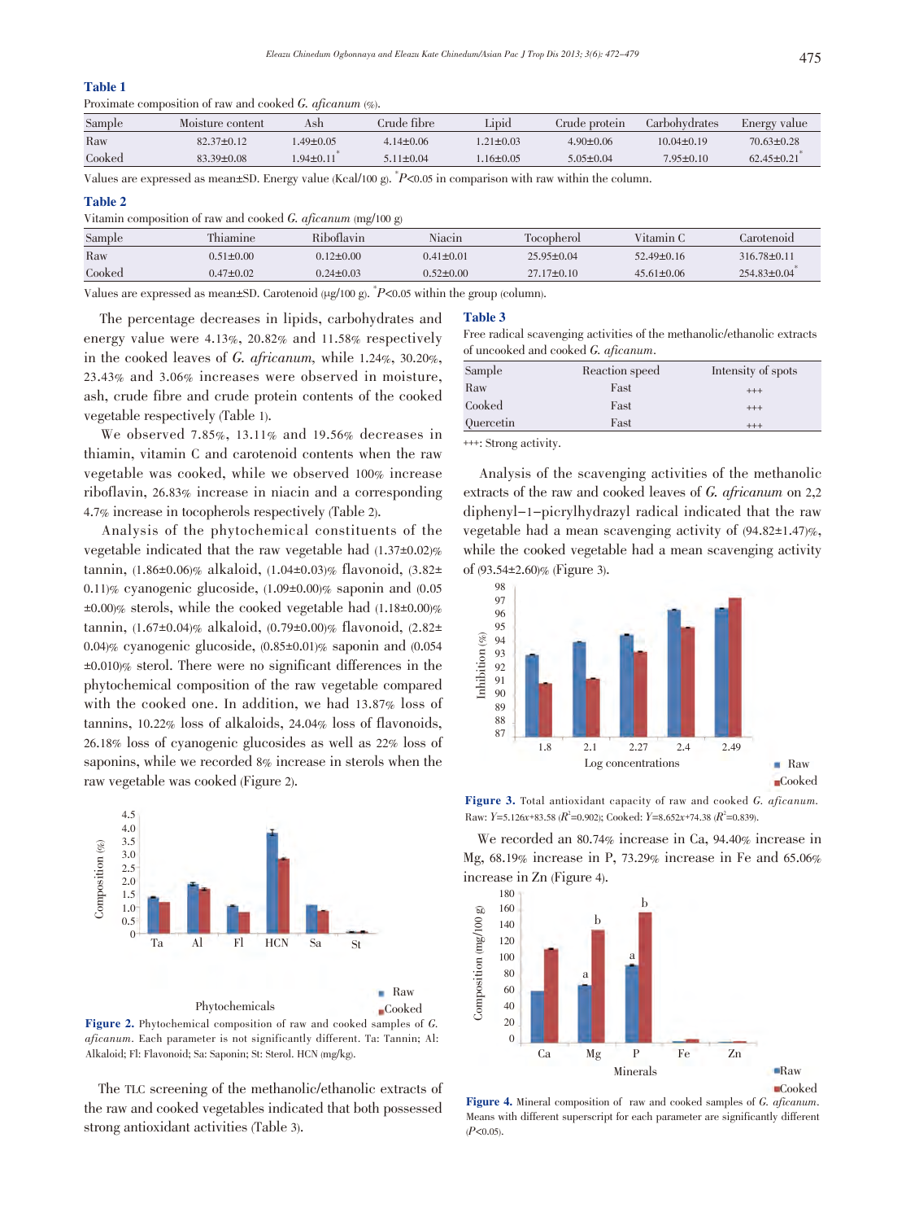**Table 1**

Proximate composition of raw and cooked *G. aficanum* (%).

| Sample | Moisture content | Ash | Crude fibre | Lipid | Crude protein | Carbohydrates | Energy value |
|---|---|---|---|---|---|---|---|
| Raw | 82.37±0.12 | 1.49±0.05 | 4.14±0.06 | 1.21±0.03 | 4.90±0.06 | 10.04±0.19 | 70.63±0.28 |
| Cooked | 83.39±0.08 | 1.94±0.11* | 5.11±0.04 | 1.16±0.05 | 5.05±0.04 | 7.95±0.10 | 62.45±0.21* |

Values are expressed as mean±SD. Energy value (Kcal/100 g). *$P<0.05$ in comparison with raw within the column.

**Table 2**

Vitamin composition of raw and cooked *G. aficanum* (mg/100 g)

| Sample | Thiamine | Riboflavin | Niacin | Tocopherol | Vitamin C | Carotenoid |
|---|---|---|---|---|---|---|
| Raw | 0.51±0.00 | 0.12±0.00 | 0.41±0.01 | 25.95±0.04 | 52.49±0.16 | 316.78±0.11 |
| Cooked | 0.47±0.02 | 0.24±0.03 | 0.52±0.00 | 27.17±0.10 | 45.61±0.06 | 254.83±0.04* |

Values are expressed as mean±SD. Carotenoid (μg/100 g). *$P<0.05$ within the group (column).

The percentage decreases in lipids, carbohydrates and energy value were 4.13%, 20.82% and 11.58% respectively in the cooked leaves of *G. africanum*, while 1.24%, 30.20%, 23.43% and 3.06% increases were observed in moisture, ash, crude fibre and crude protein contents of the cooked vegetable respectively (Table 1).

We observed 7.85%, 13.11% and 19.56% decreases in thiamin, vitamin C and carotenoid contents when the raw vegetable was cooked, while we observed 100% increase riboflavin, 26.83% increase in niacin and a corresponding 4.7% increase in tocopherols respectively (Table 2).

Analysis of the phytochemical constituents of the vegetable indicated that the raw vegetable had (1.37±0.02)% tannin, (1.86±0.06)% alkaloid, (1.04±0.03)% flavonoid, (3.82±0.11)% cyanogenic glucoside, (1.09±0.00)% saponin and (0.05±0.00)% sterols, while the cooked vegetable had (1.18±0.00)% tannin, (1.67±0.04)% alkaloid, (0.79±0.00)% flavonoid, (2.82±0.04)% cyanogenic glucoside, (0.85±0.01)% saponin and (0.054±0.010)% sterol. There were no significant differences in the phytochemical composition of the raw vegetable compared with the cooked one. In addition, we had 13.87% loss of tannins, 10.22% loss of alkaloids, 24.04% loss of flavonoids, 26.18% loss of cyanogenic glucosides as well as 22% loss of saponins, while we recorded 8% increase in sterols when the raw vegetable was cooked (Figure 2).

**Figure 2.** Phytochemical composition of raw and cooked samples of *G. aficanum*. Each parameter is not significantly different. Ta: Tannin; Al: Alkaloid; Fl: Flavonoid; Sa: Saponin; St: Sterol. HCN (mg/kg).

The TLC screening of the methanolic/ethanolic extracts of the raw and cooked vegetables indicated that both possessed strong antioxidant activities (Table 3).

**Table 3**

Free radical scavenging activities of the methanolic/ethanolic extracts of uncooked and cooked *G. aficanum*.

| Sample | Reaction speed | Intensity of spots |
|---|---|---|
| Raw | Fast | +++ |
| Cooked | Fast | +++ |
| Quercetin | Fast | +++ |

+++: Strong activity.

Analysis of the scavenging activities of the methanolic extracts of the raw and cooked leaves of *G. africanum* on 2,2 diphenyl-1-picrylhydrazyl radical indicated that the raw vegetable had a mean scavenging activity of (94.82±1.47)%, while the cooked vegetable had a mean scavenging activity of (93.54±2.60)% (Figure 3).

**Figure 3.** Total antioxidant capacity of raw and cooked *G. aficanum*. Raw: $Y=5.126x+83.58$ ($R^2=0.902$); Cooked: $Y=8.652x+74.38$ ($R^2=0.839$).

We recorded an 80.74% increase in Ca, 94.40% increase in Mg, 68.19% increase in P, 73.29% increase in Fe and 65.06% increase in Zn (Figure 4).

**Figure 4.** Mineral composition of raw and cooked samples of *G. aficanum*. Means with different superscript for each parameter are significantly different ($P<0.05$).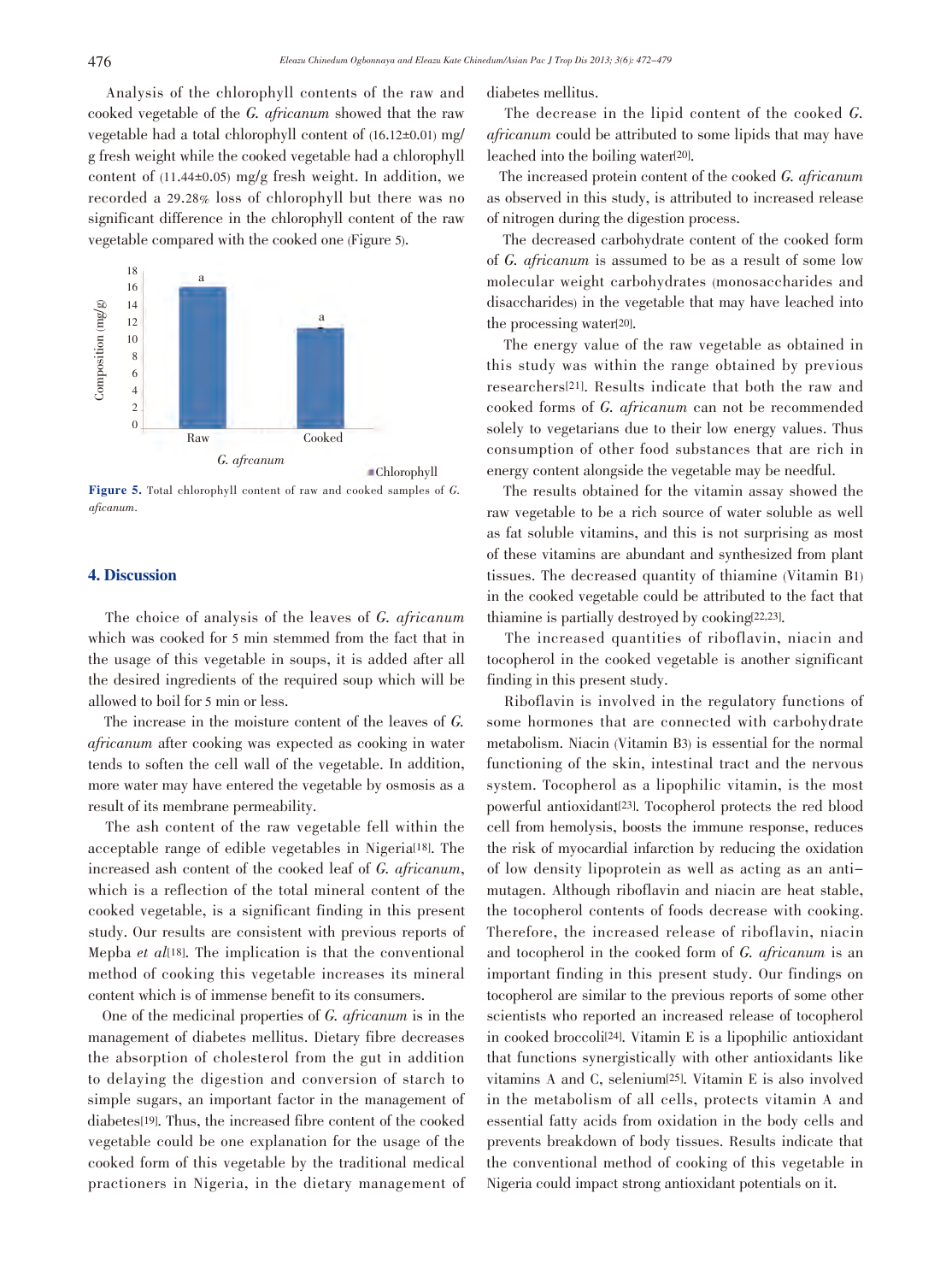Analysis of the chlorophyll contents of the raw and cooked vegetable of the *G. africanum* showed that the raw vegetable had a total chlorophyll content of (16.12±0.01) mg/g fresh weight while the cooked vegetable had a chlorophyll content of (11.44±0.05) mg/g fresh weight. In addition, we recorded a 29.28% loss of chlorophyll but there was no significant difference in the chlorophyll content of the raw vegetable compared with the cooked one (Figure 5).

**Figure 5.** Total chlorophyll content of raw and cooked samples of *G. aficanum*.

## 4. Discussion

The choice of analysis of the leaves of *G. africanum* which was cooked for 5 min stemmed from the fact that in the usage of this vegetable in soups, it is added after all the desired ingredients of the required soup which will be allowed to boil for 5 min or less.

The increase in the moisture content of the leaves of *G. africanum* after cooking was expected as cooking in water tends to soften the cell wall of the vegetable. In addition, more water may have entered the vegetable by osmosis as a result of its membrane permeability.

The ash content of the raw vegetable fell within the acceptable range of edible vegetables in Nigeria[18]. The increased ash content of the cooked leaf of *G. africanum*, which is a reflection of the total mineral content of the cooked vegetable, is a significant finding in this present study. Our results are consistent with previous reports of Mepba *et al*[18]. The implication is that the conventional method of cooking this vegetable increases its mineral content which is of immense benefit to its consumers.

One of the medicinal properties of *G. africanum* is in the management of diabetes mellitus. Dietary fibre decreases the absorption of cholesterol from the gut in addition to delaying the digestion and conversion of starch to simple sugars, an important factor in the management of diabetes[19]. Thus, the increased fibre content of the cooked vegetable could be one explanation for the usage of the cooked form of this vegetable by the traditional medical practioners in Nigeria, in the dietary management of diabetes mellitus.

The decrease in the lipid content of the cooked *G. africanum* could be attributed to some lipids that may have leached into the boiling water[20].

The increased protein content of the cooked *G. africanum* as observed in this study, is attributed to increased release of nitrogen during the digestion process.

The decreased carbohydrate content of the cooked form of *G. africanum* is assumed to be as a result of some low molecular weight carbohydrates (monosaccharides and disaccharides) in the vegetable that may have leached into the processing water[20].

The energy value of the raw vegetable as obtained in this study was within the range obtained by previous researchers[21]. Results indicate that both the raw and cooked forms of *G. africanum* can not be recommended solely to vegetarians due to their low energy values. Thus consumption of other food substances that are rich in energy content alongside the vegetable may be needful.

The results obtained for the vitamin assay showed the raw vegetable to be a rich source of water soluble as well as fat soluble vitamins, and this is not surprising as most of these vitamins are abundant and synthesized from plant tissues. The decreased quantity of thiamine (Vitamin B1) in the cooked vegetable could be attributed to the fact that thiamine is partially destroyed by cooking[22,23].

The increased quantities of riboflavin, niacin and tocopherol in the cooked vegetable is another significant finding in this present study.

Riboflavin is involved in the regulatory functions of some hormones that are connected with carbohydrate metabolism. Niacin (Vitamin B3) is essential for the normal functioning of the skin, intestinal tract and the nervous system. Tocopherol as a lipophilic vitamin, is the most powerful antioxidant[23]. Tocopherol protects the red blood cell from hemolysis, boosts the immune response, reduces the risk of myocardial infarction by reducing the oxidation of low density lipoprotein as well as acting as an anti-mutagen. Although riboflavin and niacin are heat stable, the tocopherol contents of foods decrease with cooking. Therefore, the increased release of riboflavin, niacin and tocopherol in the cooked form of *G. africanum* is an important finding in this present study. Our findings on tocopherol are similar to the previous reports of some other scientists who reported an increased release of tocopherol in cooked broccoli[24]. Vitamin E is a lipophilic antioxidant that functions synergistically with other antioxidants like vitamins A and C, selenium[25]. Vitamin E is also involved in the metabolism of all cells, protects vitamin A and essential fatty acids from oxidation in the body cells and prevents breakdown of body tissues. Results indicate that the conventional method of cooking of this vegetable in Nigeria could impact strong antioxidant potentials on it.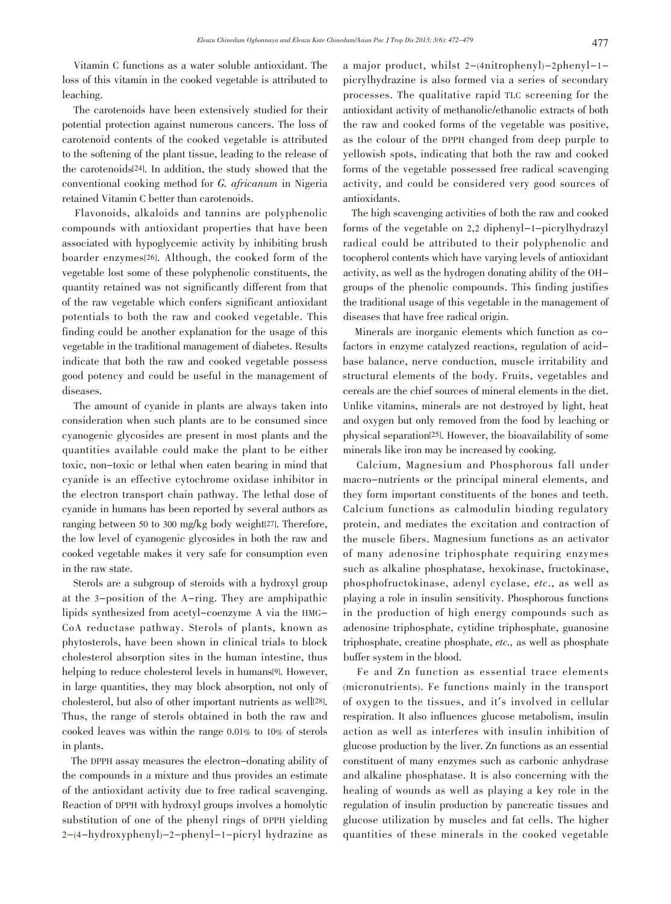Vitamin C functions as a water soluble antioxidant. The loss of this vitamin in the cooked vegetable is attributed to leaching.

The carotenoids have been extensively studied for their potential protection against numerous cancers. The loss of carotenoid contents of the cooked vegetable is attributed to the softening of the plant tissue, leading to the release of the carotenoids[24]. In addition, the study showed that the conventional cooking method for *G. africanum* in Nigeria retained Vitamin C better than carotenoids.

Flavonoids, alkaloids and tannins are polyphenolic compounds with antioxidant properties that have been associated with hypoglycemic activity by inhibiting brush boarder enzymes[26]. Although, the cooked form of the vegetable lost some of these polyphenolic constituents, the quantity retained was not significantly different from that of the raw vegetable which confers significant antioxidant potentials to both the raw and cooked vegetable. This finding could be another explanation for the usage of this vegetable in the traditional management of diabetes. Results indicate that both the raw and cooked vegetable possess good potency and could be useful in the management of diseases.

The amount of cyanide in plants are always taken into consideration when such plants are to be consumed since cyanogenic glycosides are present in most plants and the quantities available could make the plant to be either toxic, non-toxic or lethal when eaten bearing in mind that cyanide is an effective cytochrome oxidase inhibitor in the electron transport chain pathway. The lethal dose of cyanide in humans has been reported by several authors as ranging between 50 to 300 mg/kg body weight[27]. Therefore, the low level of cyanogenic glycosides in both the raw and cooked vegetable makes it very safe for consumption even in the raw state.

Sterols are a subgroup of steroids with a hydroxyl group at the 3-position of the A-ring. They are amphipathic lipids synthesized from acetyl-coenzyme A via the HMG-CoA reductase pathway. Sterols of plants, known as phytosterols, have been shown in clinical trials to block cholesterol absorption sites in the human intestine, thus helping to reduce cholesterol levels in humans[9]. However, in large quantities, they may block absorption, not only of cholesterol, but also of other important nutrients as well[28]. Thus, the range of sterols obtained in both the raw and cooked leaves was within the range 0.01% to 10% of sterols in plants.

The DPPH assay measures the electron-donating ability of the compounds in a mixture and thus provides an estimate of the antioxidant activity due to free radical scavenging. Reaction of DPPH with hydroxyl groups involves a homolytic substitution of one of the phenyl rings of DPPH yielding 2-(4-hydroxyphenyl)-2-phenyl-1-picryl hydrazine as a major product, whilst 2-(4nitrophenyl)-2phenyl-1-picrylhydrazine is also formed via a series of secondary processes. The qualitative rapid TLC screening for the antioxidant activity of methanolic/ethanolic extracts of both the raw and cooked forms of the vegetable was positive, as the colour of the DPPH changed from deep purple to yellowish spots, indicating that both the raw and cooked forms of the vegetable possessed free radical scavenging activity, and could be considered very good sources of antioxidants.

The high scavenging activities of both the raw and cooked forms of the vegetable on 2,2 diphenyl-1-picrylhydrazyl radical could be attributed to their polyphenolic and tocopherol contents which have varying levels of antioxidant activity, as well as the hydrogen donating ability of the OH-groups of the phenolic compounds. This finding justifies the traditional usage of this vegetable in the management of diseases that have free radical origin.

Minerals are inorganic elements which function as co-factors in enzyme catalyzed reactions, regulation of acid-base balance, nerve conduction, muscle irritability and structural elements of the body. Fruits, vegetables and cereals are the chief sources of mineral elements in the diet. Unlike vitamins, minerals are not destroyed by light, heat and oxygen but only removed from the food by leaching or physical separation[25]. However, the bioavailability of some minerals like iron may be increased by cooking.

Calcium, Magnesium and Phosphorous fall under macro-nutrients or the principal mineral elements, and they form important constituents of the bones and teeth. Calcium functions as calmodulin binding regulatory protein, and mediates the excitation and contraction of the muscle fibers. Magnesium functions as an activator of many adenosine triphosphate requiring enzymes such as alkaline phosphatase, hexokinase, fructokinase, phosphofructokinase, adenyl cyclase, *etc.*, as well as playing a role in insulin sensitivity. Phosphorous functions in the production of high energy compounds such as adenosine triphosphate, cytidine triphosphate, guanosine triphosphate, creatine phosphate, *etc.*, as well as phosphate buffer system in the blood.

Fe and Zn function as essential trace elements (micronutrients). Fe functions mainly in the transport of oxygen to the tissues, and it's involved in cellular respiration. It also influences glucose metabolism, insulin action as well as interferes with insulin inhibition of glucose production by the liver. Zn functions as an essential constituent of many enzymes such as carbonic anhydrase and alkaline phosphatase. It is also concerning with the healing of wounds as well as playing a key role in the regulation of insulin production by pancreatic tissues and glucose utilization by muscles and fat cells. The higher quantities of these minerals in the cooked vegetable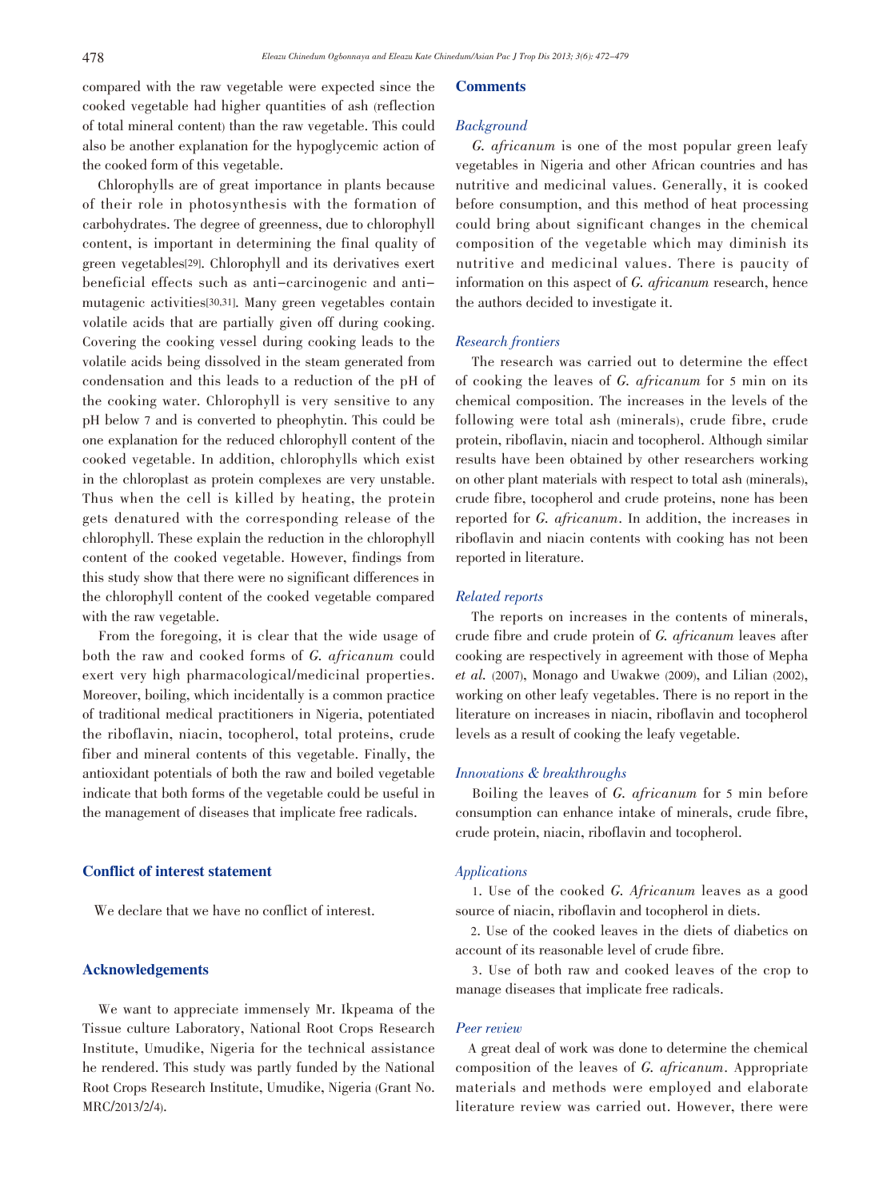compared with the raw vegetable were expected since the cooked vegetable had higher quantities of ash (reflection of total mineral content) than the raw vegetable. This could also be another explanation for the hypoglycemic action of the cooked form of this vegetable.

Chlorophylls are of great importance in plants because of their role in photosynthesis with the formation of carbohydrates. The degree of greenness, due to chlorophyll content, is important in determining the final quality of green vegetables[29]. Chlorophyll and its derivatives exert beneficial effects such as anti–carcinogenic and anti–mutagenic activities[30,31]. Many green vegetables contain volatile acids that are partially given off during cooking. Covering the cooking vessel during cooking leads to the volatile acids being dissolved in the steam generated from condensation and this leads to a reduction of the pH of the cooking water. Chlorophyll is very sensitive to any pH below 7 and is converted to pheophytin. This could be one explanation for the reduced chlorophyll content of the cooked vegetable. In addition, chlorophylls which exist in the chloroplast as protein complexes are very unstable. Thus when the cell is killed by heating, the protein gets denatured with the corresponding release of the chlorophyll. These explain the reduction in the chlorophyll content of the cooked vegetable. However, findings from this study show that there were no significant differences in the chlorophyll content of the cooked vegetable compared with the raw vegetable.

From the foregoing, it is clear that the wide usage of both the raw and cooked forms of *G. africanum* could exert very high pharmacological/medicinal properties. Moreover, boiling, which incidentally is a common practice of traditional medical practitioners in Nigeria, potentiated the riboflavin, niacin, tocopherol, total proteins, crude fiber and mineral contents of this vegetable. Finally, the antioxidant potentials of both the raw and boiled vegetable indicate that both forms of the vegetable could be useful in the management of diseases that implicate free radicals.

## Conflict of interest statement

We declare that we have no conflict of interest.

## Acknowledgements

We want to appreciate immensely Mr. Ikpeama of the Tissue culture Laboratory, National Root Crops Research Institute, Umudike, Nigeria for the technical assistance he rendered. This study was partly funded by the National Root Crops Research Institute, Umudike, Nigeria (Grant No. MRC/2013/2/4).

## Comments

### *Background*

*G. africanum* is one of the most popular green leafy vegetables in Nigeria and other African countries and has nutritive and medicinal values. Generally, it is cooked before consumption, and this method of heat processing could bring about significant changes in the chemical composition of the vegetable which may diminish its nutritive and medicinal values. There is paucity of information on this aspect of *G. africanum* research, hence the authors decided to investigate it.

### *Research frontiers*

The research was carried out to determine the effect of cooking the leaves of *G. africanum* for 5 min on its chemical composition. The increases in the levels of the following were total ash (minerals), crude fibre, crude protein, riboflavin, niacin and tocopherol. Although similar results have been obtained by other researchers working on other plant materials with respect to total ash (minerals), crude fibre, tocopherol and crude proteins, none has been reported for *G. africanum*. In addition, the increases in riboflavin and niacin contents with cooking has not been reported in literature.

### *Related reports*

The reports on increases in the contents of minerals, crude fibre and crude protein of *G. africanum* leaves after cooking are respectively in agreement with those of Mepha *et al.* (2007), Monago and Uwakwe (2009), and Lilian (2002), working on other leafy vegetables. There is no report in the literature on increases in niacin, riboflavin and tocopherol levels as a result of cooking the leafy vegetable.

### *Innovations & breakthroughs*

Boiling the leaves of *G. africanum* for 5 min before consumption can enhance intake of minerals, crude fibre, crude protein, niacin, riboflavin and tocopherol.

### *Applications*

1. Use of the cooked *G. Africanum* leaves as a good source of niacin, riboflavin and tocopherol in diets.
2. Use of the cooked leaves in the diets of diabetics on account of its reasonable level of crude fibre.
3. Use of both raw and cooked leaves of the crop to manage diseases that implicate free radicals.

### *Peer review*

A great deal of work was done to determine the chemical composition of the leaves of *G. africanum*. Appropriate materials and methods were employed and elaborate literature review was carried out. However, there were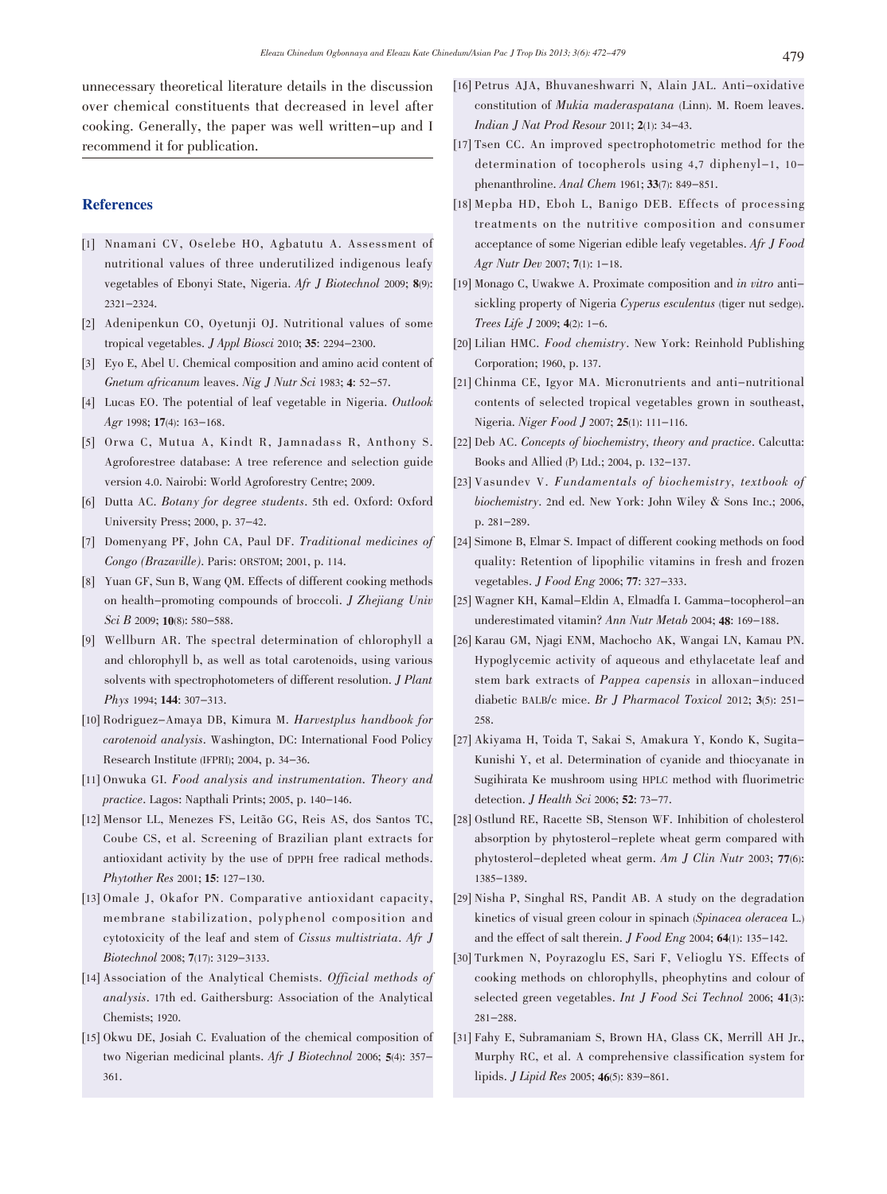unnecessary theoretical literature details in the discussion over chemical constituents that decreased in level after cooking. Generally, the paper was well written–up and I recommend it for publication.

## References

[1] Nnamani CV, Oselebe HO, Agbatutu A. Assessment of nutritional values of three underutilized indigenous leafy vegetables of Ebonyi State, Nigeria. *Afr J Biotechnol* 2009; **8**(9): 2321–2324.

[2] Adenipenkun CO, Oyetunji OJ. Nutritional values of some tropical vegetables. *J Appl Biosci* 2010; **35**: 2294–2300.

[3] Eyo E, Abel U. Chemical composition and amino acid content of *Gnetum africanum* leaves. *Nig J Nutr Sci* 1983; **4**: 52–57.

[4] Lucas EO. The potential of leaf vegetable in Nigeria. *Outlook Agr* 1998; **17**(4): 163–168.

[5] Orwa C, Mutua A, Kindt R, Jamnadass R, Anthony S. Agroforestree database: A tree reference and selection guide version 4.0. Nairobi: World Agroforestry Centre; 2009.

[6] Dutta AC. *Botany for degree students*. 5th ed. Oxford: Oxford University Press; 2000, p. 37–42.

[7] Domenyang PF, John CA, Paul DF. *Traditional medicines of Congo (Brazaville)*. Paris: ORSTOM; 2001, p. 114.

[8] Yuan GF, Sun B, Wang QM. Effects of different cooking methods on health–promoting compounds of broccoli. *J Zhejiang Univ Sci B* 2009; **10**(8): 580–588.

[9] Wellburn AR. The spectral determination of chlorophyll a and chlorophyll b, as well as total carotenoids, using various solvents with spectrophotometers of different resolution. *J Plant Phys* 1994; **144**: 307–313.

[10] Rodriguez–Amaya DB, Kimura M. *Harvestplus handbook for carotenoid analysis*. Washington, DC: International Food Policy Research Institute (IFPRI); 2004, p. 34–36.

[11] Onwuka GI. *Food analysis and instrumentation. Theory and practice*. Lagos: Napthali Prints; 2005, p. 140–146.

[12] Mensor LL, Menezes FS, Leitão GG, Reis AS, dos Santos TC, Coube CS, et al. Screening of Brazilian plant extracts for antioxidant activity by the use of DPPH free radical methods. *Phytother Res* 2001; **15**: 127–130.

[13] Omale J, Okafor PN. Comparative antioxidant capacity, membrane stabilization, polyphenol composition and cytotoxicity of the leaf and stem of *Cissus multistriata*. *Afr J Biotechnol* 2008; **7**(17): 3129–3133.

[14] Association of the Analytical Chemists. *Official methods of analysis*. 17th ed. Gaithersburg: Association of the Analytical Chemists; 1920.

[15] Okwu DE, Josiah C. Evaluation of the chemical composition of two Nigerian medicinal plants. *Afr J Biotechnol* 2006; **5**(4): 357–361.

[16] Petrus AJA, Bhuvaneshwarri N, Alain JAL. Anti–oxidative constitution of *Mukia maderaspatana* (Linn). M. Roem leaves. *Indian J Nat Prod Resour* 2011; **2**(1): 34–43.

[17] Tsen CC. An improved spectrophotometric method for the determination of tocopherols using 4,7 diphenyl–1, 10–phenanthroline. *Anal Chem* 1961; **33**(7): 849–851.

[18] Mepba HD, Eboh L, Banigo DEB. Effects of processing treatments on the nutritive composition and consumer acceptance of some Nigerian edible leafy vegetables. *Afr J Food Agr Nutr Dev* 2007; **7**(1): 1–18.

[19] Monago C, Uwakwe A. Proximate composition and *in vitro* anti–sickling property of Nigeria *Cyperus esculentus* (tiger nut sedge). *Trees Life J* 2009; **4**(2): 1–6.

[20] Lilian HMC. *Food chemistry*. New York: Reinhold Publishing Corporation; 1960, p. 137.

[21] Chinma CE, Igyor MA. Micronutrients and anti–nutritional contents of selected tropical vegetables grown in southeast, Nigeria. *Niger Food J* 2007; **25**(1): 111–116.

[22] Deb AC. *Concepts of biochemistry, theory and practice*. Calcutta: Books and Allied (P) Ltd.; 2004, p. 132–137.

[23] Vasundev V. *Fundamentals of biochemistry, textbook of biochemistry*. 2nd ed. New York: John Wiley & Sons Inc.; 2006, p. 281–289.

[24] Simone B, Elmar S. Impact of different cooking methods on food quality: Retention of lipophilic vitamins in fresh and frozen vegetables. *J Food Eng* 2006; **77**: 327–333.

[25] Wagner KH, Kamal–Eldin A, Elmadfa I. Gamma–tocopherol–an underestimated vitamin? *Ann Nutr Metab* 2004; **48**: 169–188.

[26] Karau GM, Njagi ENM, Machocho AK, Wangai LN, Kamau PN. Hypoglycemic activity of aqueous and ethylacetate leaf and stem bark extracts of *Pappea capensis* in alloxan–induced diabetic BALB/c mice. *Br J Pharmacol Toxicol* 2012; **3**(5): 251–258.

[27] Akiyama H, Toida T, Sakai S, Amakura Y, Kondo K, Sugita–Kunishi Y, et al. Determination of cyanide and thiocyanate in Sugihirata Ke mushroom using HPLC method with fluorimetric detection. *J Health Sci* 2006; **52**: 73–77.

[28] Ostlund RE, Racette SB, Stenson WF. Inhibition of cholesterol absorption by phytosterol–replete wheat germ compared with phytosterol–depleted wheat germ. *Am J Clin Nutr* 2003; **77**(6): 1385–1389.

[29] Nisha P, Singhal RS, Pandit AB. A study on the degradation kinetics of visual green colour in spinach (*Spinacea oleracea* L.) and the effect of salt therein. *J Food Eng* 2004; **64**(1): 135–142.

[30] Turkmen N, Poyrazoglu ES, Sari F, Velioglu YS. Effects of cooking methods on chlorophylls, pheophytins and colour of selected green vegetables. *Int J Food Sci Technol* 2006; **41**(3): 281–288.

[31] Fahy E, Subramaniam S, Brown HA, Glass CK, Merrill AH Jr., Murphy RC, et al. A comprehensive classification system for lipids. *J Lipid Res* 2005; **46**(5): 839–861.